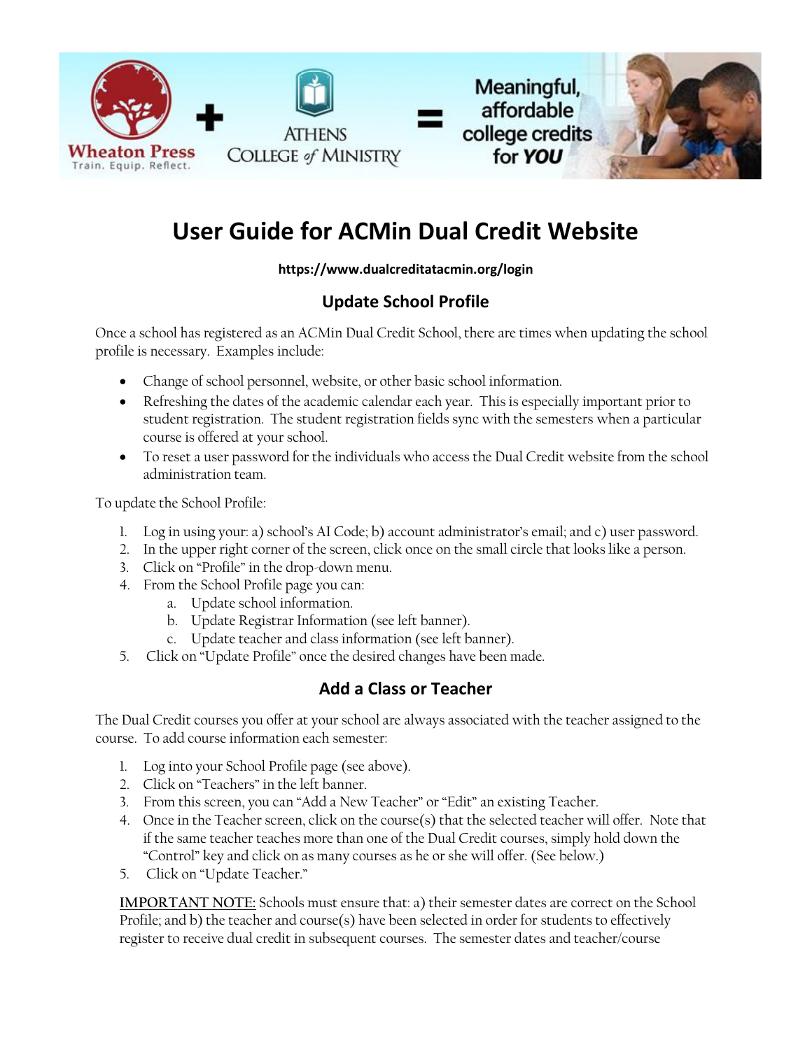# User Guide for ACMin Dual Credit Website

**https://www.dualcreditatacmin.org/login**

## Update School Profile

Once a school has registered as an ACMin Dual Credit School, there are times when updating the school profile is necessary. Examples include:

- Change of school personnel, website, or other basic school information.
- Refreshing the dates of the academic calendar each year. This is especially important prior to student registration. The student registration fields sync with the semesters when a particular course is offered at your school.
- To reset a user password for the individuals who access the Dual Credit website from the school administration team.

To update the School Profile:

1. Log in using your: a) school's AI Code; b) account administrator's email; and c) user password.
2. In the upper right corner of the screen, click once on the small circle that looks like a person.
3. Click on "Profile" in the drop-down menu.
4. From the School Profile page you can:
   a. Update school information.
   b. Update Registrar Information (see left banner).
   c. Update teacher and class information (see left banner).
5. Click on "Update Profile" once the desired changes have been made.

## Add a Class or Teacher

The Dual Credit courses you offer at your school are always associated with the teacher assigned to the course. To add course information each semester:

1. Log into your School Profile page (see above).
2. Click on "Teachers" in the left banner.
3. From this screen, you can "Add a New Teacher" or "Edit" an existing Teacher.
4. Once in the Teacher screen, click on the course(s) that the selected teacher will offer. Note that if the same teacher teaches more than one of the Dual Credit courses, simply hold down the "Control" key and click on as many courses as he or she will offer. (See below.)
5. Click on "Update Teacher."

<u>IMPORTANT NOTE:</u> Schools must ensure that: a) their semester dates are correct on the School Profile; and b) the teacher and course(s) have been selected in order for students to effectively register to receive dual credit in subsequent courses. The semester dates and teacher/course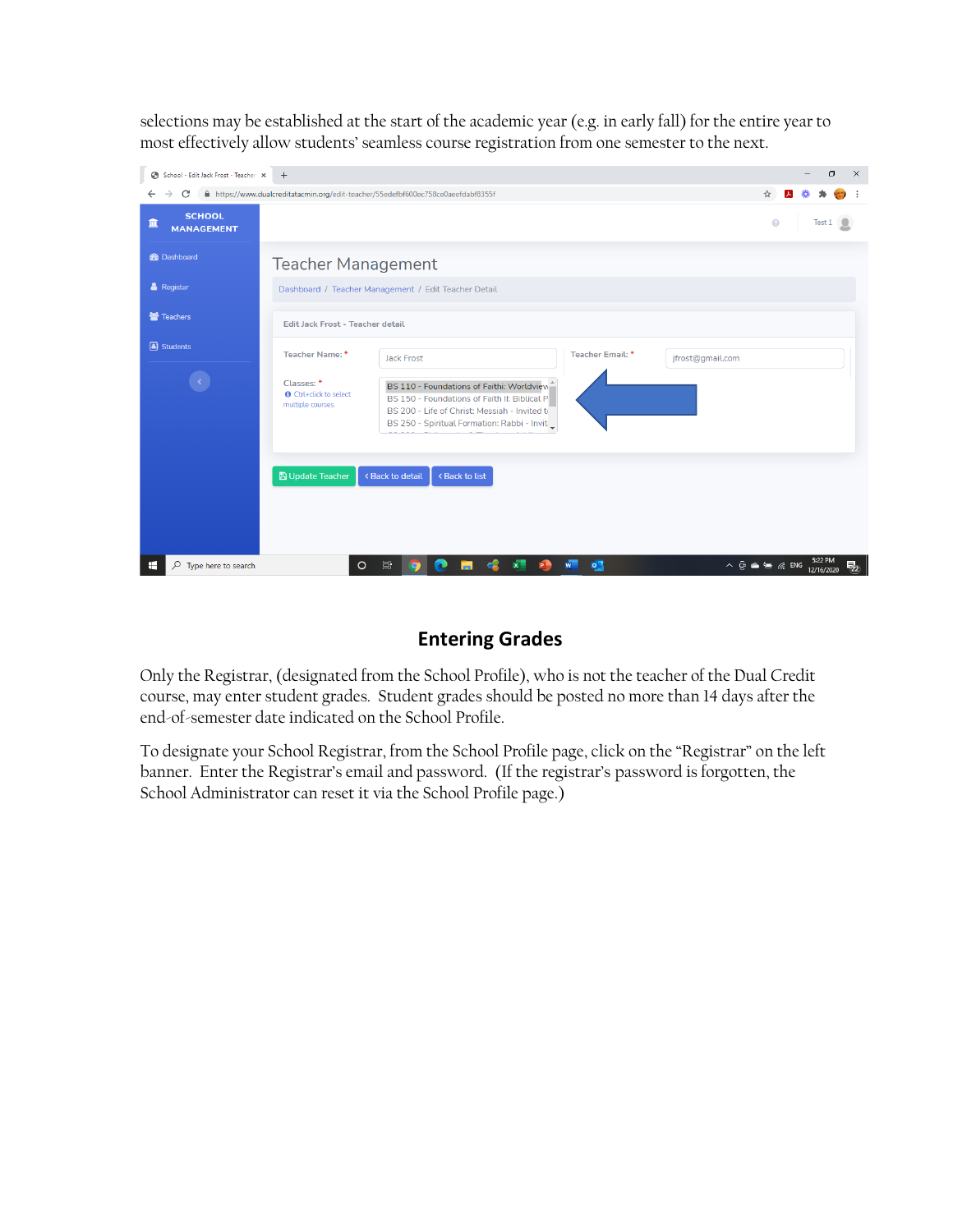selections may be established at the start of the academic year (e.g. in early fall) for the entire year to most effectively allow students' seamless course registration from one semester to the next.

## Entering Grades

Only the Registrar, (designated from the School Profile), who is not the teacher of the Dual Credit course, may enter student grades. Student grades should be posted no more than 14 days after the end-of-semester date indicated on the School Profile.

To designate your School Registrar, from the School Profile page, click on the "Registrar" on the left banner. Enter the Registrar's email and password. (If the registrar's password is forgotten, the School Administrator can reset it via the School Profile page.)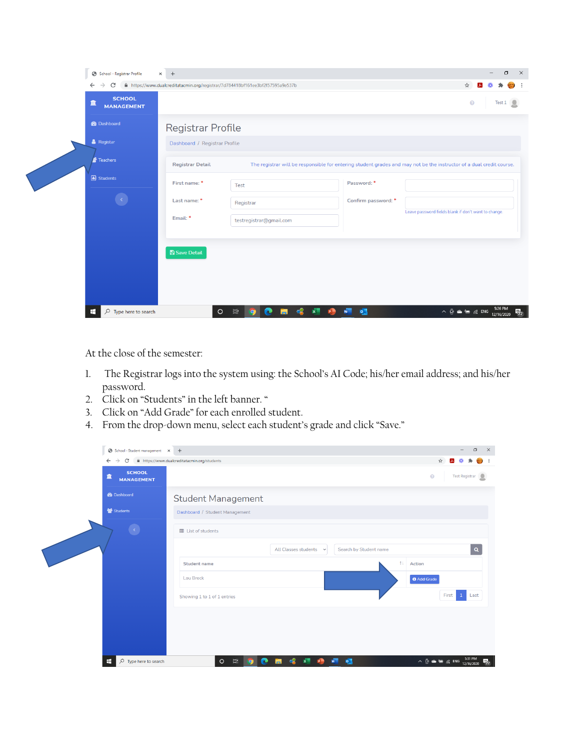At the close of the semester:

1. The Registrar logs into the system using: the School's AI Code; his/her email address; and his/her password.
2. Click on "Students" in the left banner. "
3. Click on "Add Grade" for each enrolled student.
4. From the drop-down menu, select each student's grade and click "Save."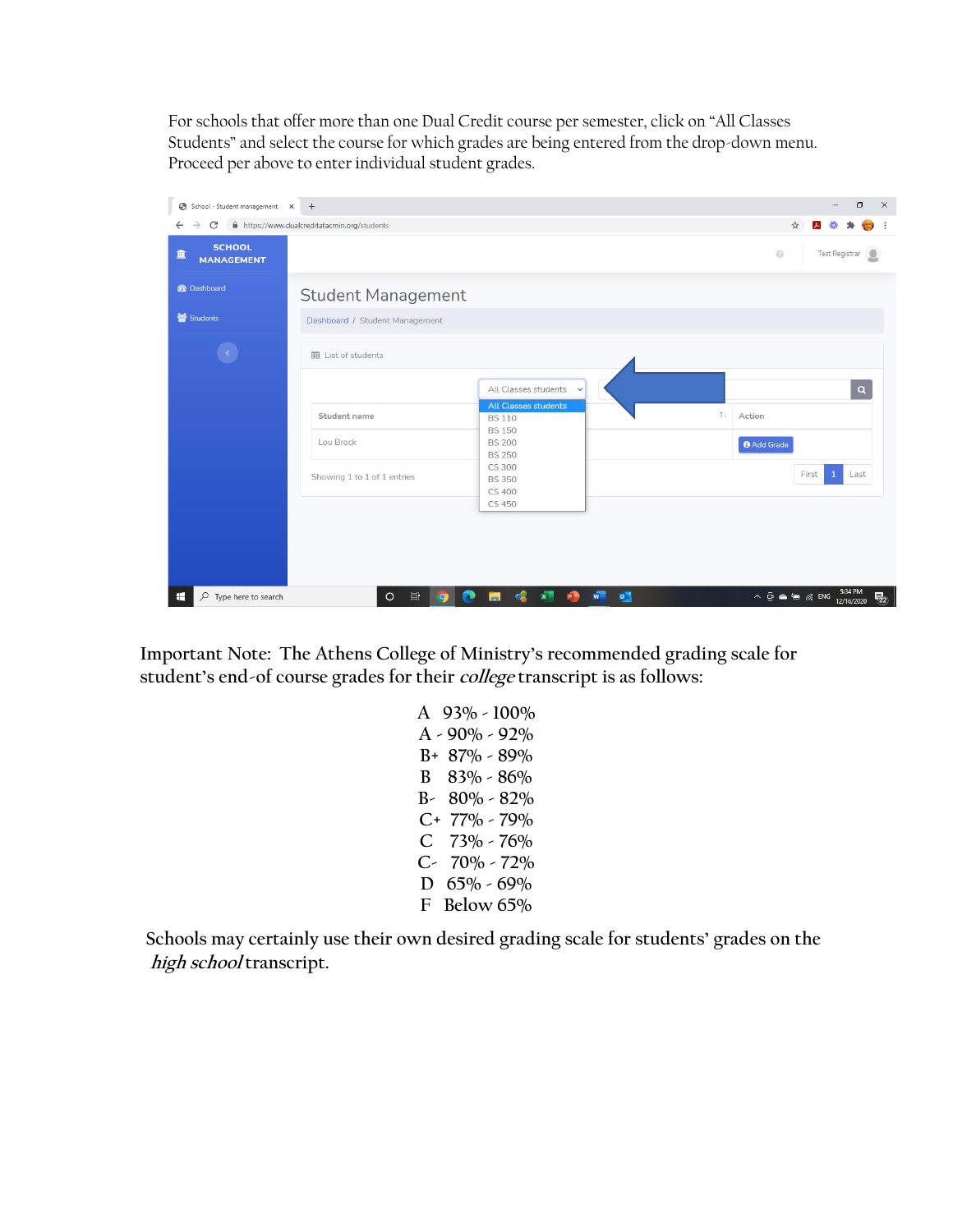For schools that offer more than one Dual Credit course per semester, click on "All Classes Students" and select the course for which grades are being entered from the drop-down menu. Proceed per above to enter individual student grades.

Important Note: The Athens College of Ministry's recommended grading scale for student's end-of course grades for their *college* transcript is as follows:

A 93% - 100%
A - 90% - 92%
B+ 87% - 89%
B 83% - 86%
B- 80% - 82%
C+ 77% - 79%
C 73% - 76%
C- 70% - 72%
D 65% - 69%
F Below 65%

Schools may certainly use their own desired grading scale for students' grades on the *high school* transcript.